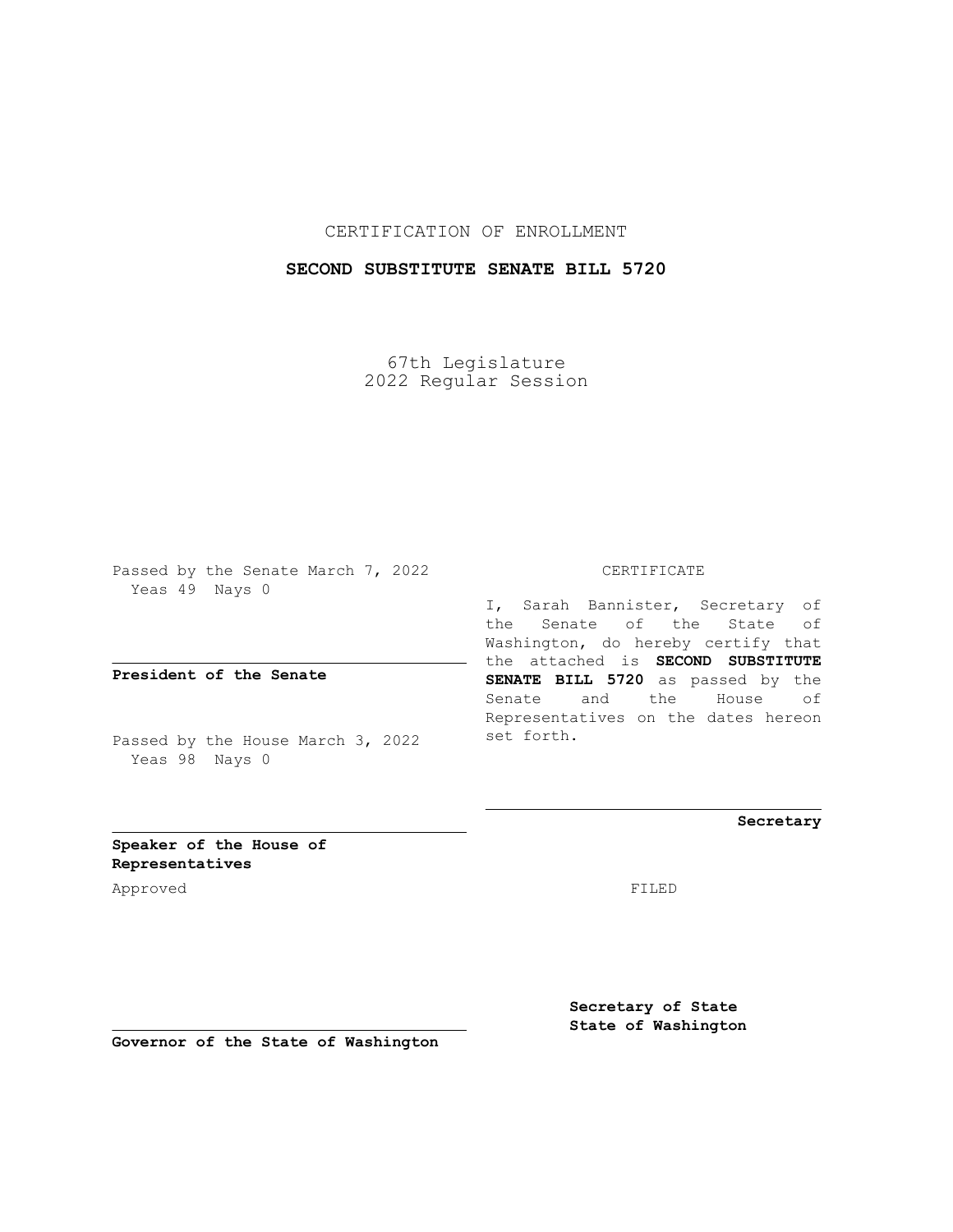CERTIFICATION OF ENROLLMENT

**SECOND SUBSTITUTE SENATE BILL 5720**

67th Legislature
2022 Regular Session

Passed by the Senate March 7, 2022
Yeas 49 Nays 0

**President of the Senate**

Passed by the House March 3, 2022
Yeas 98 Nays 0

**Speaker of the House of Representatives**

Approved

**Governor of the State of Washington**

CERTIFICATE

I, Sarah Bannister, Secretary of the Senate of the State of Washington, do hereby certify that the attached is **SECOND SUBSTITUTE SENATE BILL 5720** as passed by the Senate and the House of Representatives on the dates hereon set forth.

**Secretary**

FILED

**Secretary of State**
**State of Washington**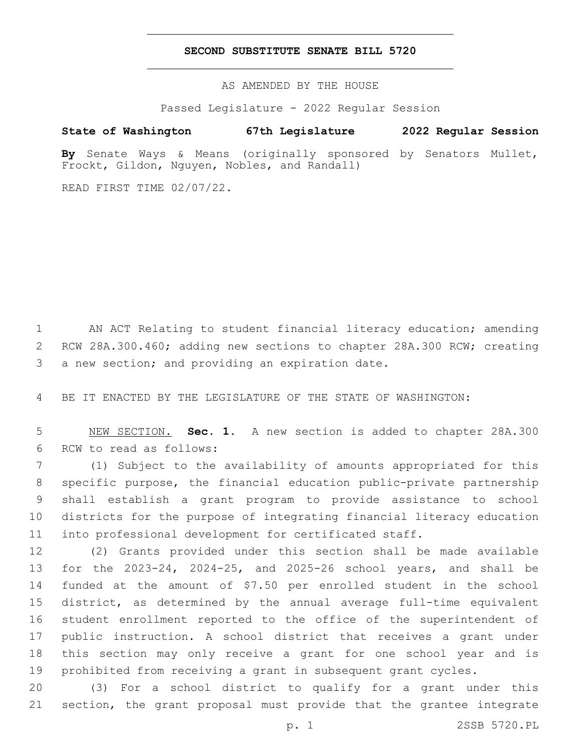# SECOND SUBSTITUTE SENATE BILL 5720

AS AMENDED BY THE HOUSE

Passed Legislature - 2022 Regular Session

**State of Washington 67th Legislature 2022 Regular Session**

**By** Senate Ways & Means (originally sponsored by Senators Mullet, Frockt, Gildon, Nguyen, Nobles, and Randall)

READ FIRST TIME 02/07/22.

AN ACT Relating to student financial literacy education; amending RCW 28A.300.460; adding new sections to chapter 28A.300 RCW; creating a new section; and providing an expiration date.

BE IT ENACTED BY THE LEGISLATURE OF THE STATE OF WASHINGTON:

NEW SECTION. **Sec. 1.** A new section is added to chapter 28A.300 RCW to read as follows:

(1) Subject to the availability of amounts appropriated for this specific purpose, the financial education public-private partnership shall establish a grant program to provide assistance to school districts for the purpose of integrating financial literacy education into professional development for certificated staff.

(2) Grants provided under this section shall be made available for the 2023-24, 2024-25, and 2025-26 school years, and shall be funded at the amount of $7.50 per enrolled student in the school district, as determined by the annual average full-time equivalent student enrollment reported to the office of the superintendent of public instruction. A school district that receives a grant under this section may only receive a grant for one school year and is prohibited from receiving a grant in subsequent grant cycles.

(3) For a school district to qualify for a grant under this section, the grant proposal must provide that the grantee integrate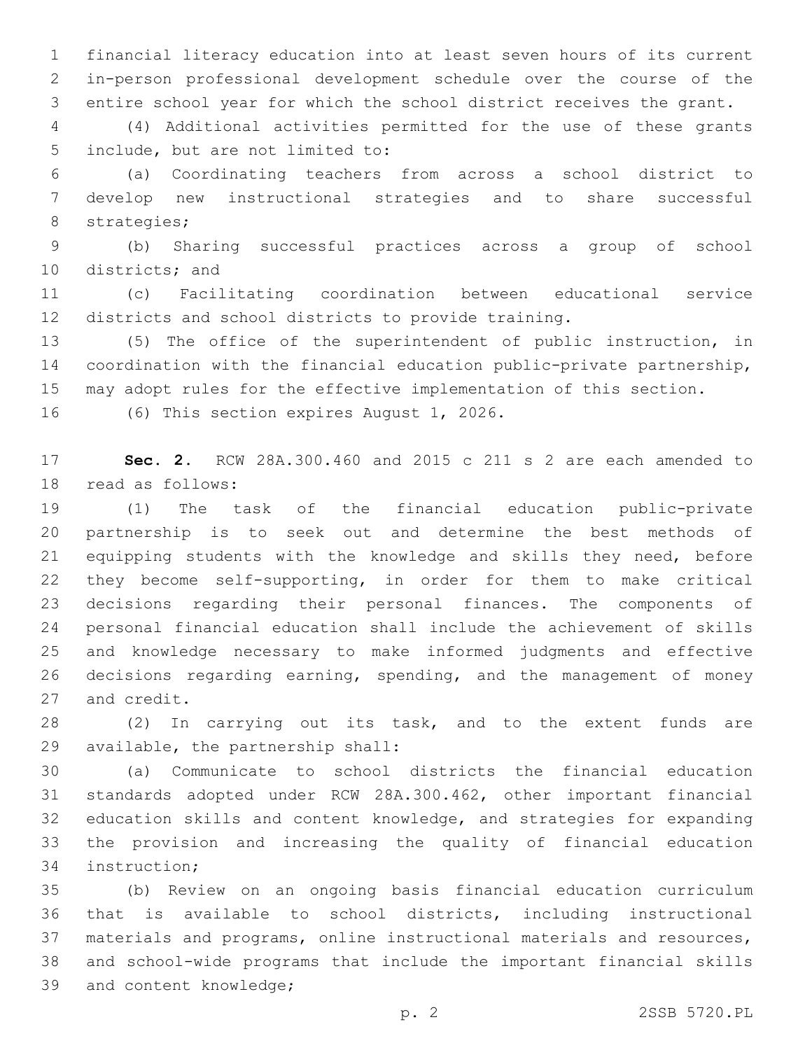financial literacy education into at least seven hours of its current in-person professional development schedule over the course of the entire school year for which the school district receives the grant.

(4) Additional activities permitted for the use of these grants include, but are not limited to:

(a) Coordinating teachers from across a school district to develop new instructional strategies and to share successful strategies;

(b) Sharing successful practices across a group of school districts; and

(c) Facilitating coordination between educational service districts and school districts to provide training.

(5) The office of the superintendent of public instruction, in coordination with the financial education public-private partnership, may adopt rules for the effective implementation of this section.

(6) This section expires August 1, 2026.

**Sec. 2.** RCW 28A.300.460 and 2015 c 211 s 2 are each amended to read as follows:

(1) The task of the financial education public-private partnership is to seek out and determine the best methods of equipping students with the knowledge and skills they need, before they become self-supporting, in order for them to make critical decisions regarding their personal finances. The components of personal financial education shall include the achievement of skills and knowledge necessary to make informed judgments and effective decisions regarding earning, spending, and the management of money and credit.

(2) In carrying out its task, and to the extent funds are available, the partnership shall:

(a) Communicate to school districts the financial education standards adopted under RCW 28A.300.462, other important financial education skills and content knowledge, and strategies for expanding the provision and increasing the quality of financial education instruction;

(b) Review on an ongoing basis financial education curriculum that is available to school districts, including instructional materials and programs, online instructional materials and resources, and school-wide programs that include the important financial skills and content knowledge;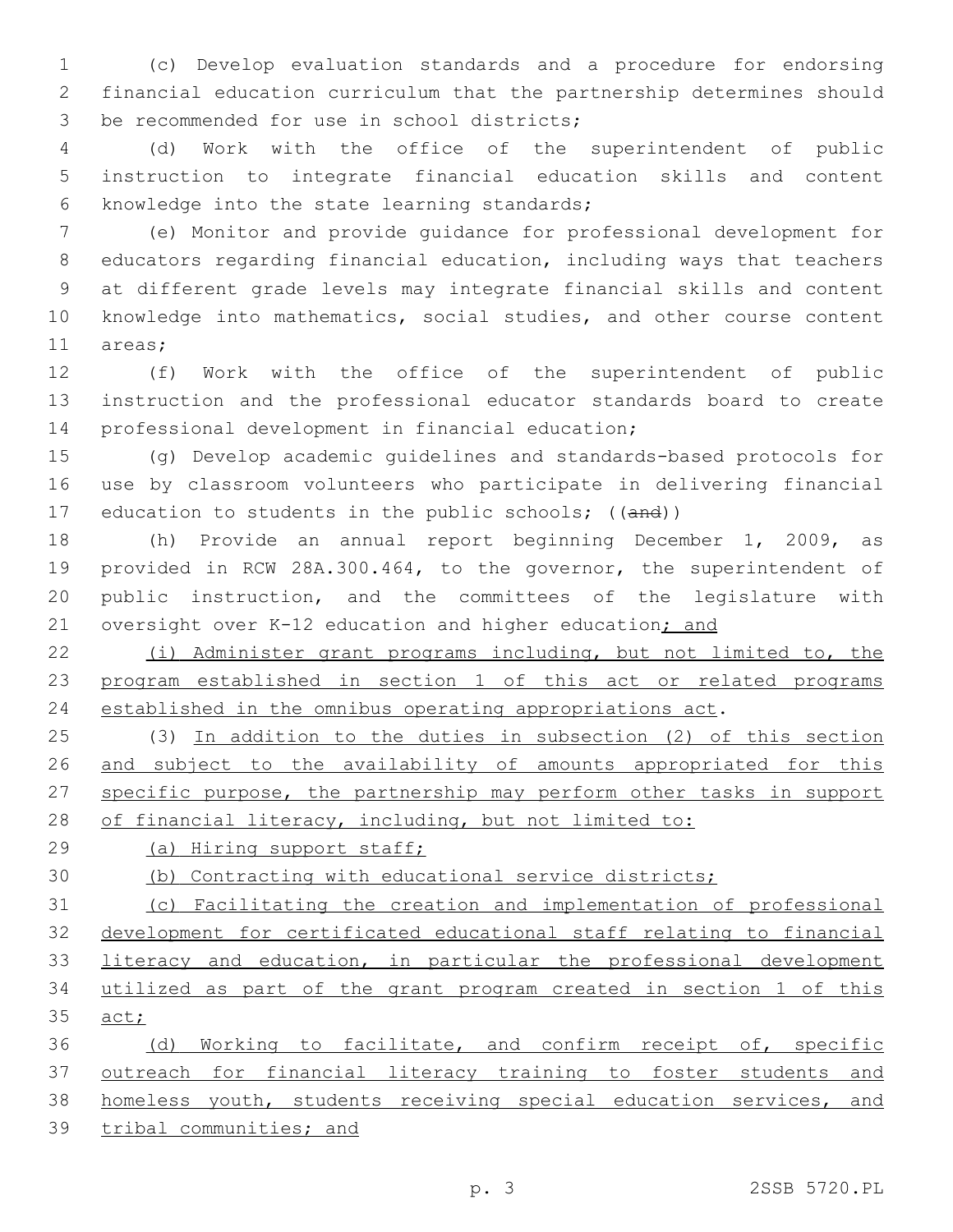(c) Develop evaluation standards and a procedure for endorsing financial education curriculum that the partnership determines should be recommended for use in school districts;

(d) Work with the office of the superintendent of public instruction to integrate financial education skills and content knowledge into the state learning standards;

(e) Monitor and provide guidance for professional development for educators regarding financial education, including ways that teachers at different grade levels may integrate financial skills and content knowledge into mathematics, social studies, and other course content areas;

(f) Work with the office of the superintendent of public instruction and the professional educator standards board to create professional development in financial education;

(g) Develop academic guidelines and standards-based protocols for use by classroom volunteers who participate in delivering financial education to students in the public schools; ((~~and~~))

(h) Provide an annual report beginning December 1, 2009, as provided in RCW 28A.300.464, to the governor, the superintendent of public instruction, and the committees of the legislature with oversight over K-12 education and higher education<u>; and</u>

<u>(i) Administer grant programs including, but not limited to, the program established in section 1 of this act or related programs established in the omnibus operating appropriations act</u>.

(3) <u>In addition to the duties in subsection (2) of this section and subject to the availability of amounts appropriated for this specific purpose, the partnership may perform other tasks in support of financial literacy, including, but not limited to:</u>

<u>(a) Hiring support staff;</u>

<u>(b) Contracting with educational service districts;</u>

<u>(c) Facilitating the creation and implementation of professional development for certificated educational staff relating to financial literacy and education, in particular the professional development utilized as part of the grant program created in section 1 of this act;</u>

<u>(d) Working to facilitate, and confirm receipt of, specific outreach for financial literacy training to foster students and homeless youth, students receiving special education services, and tribal communities; and</u>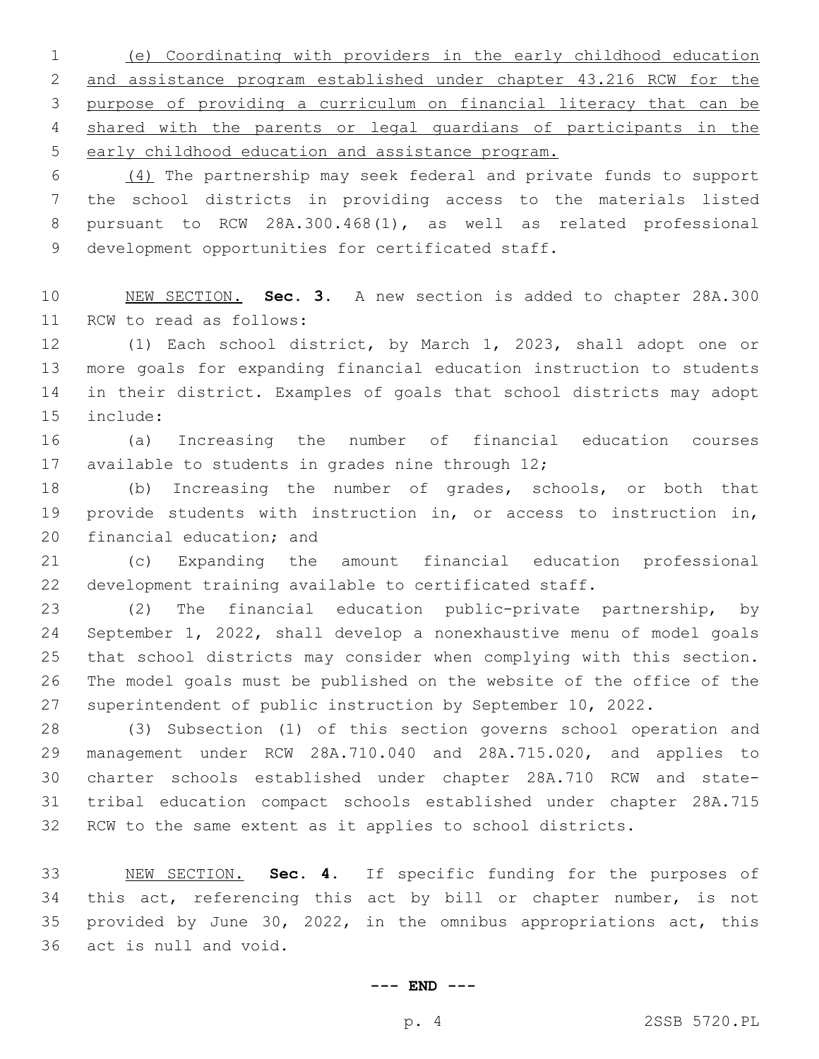(e) Coordinating with providers in the early childhood education and assistance program established under chapter 43.216 RCW for the purpose of providing a curriculum on financial literacy that can be shared with the parents or legal guardians of participants in the early childhood education and assistance program.

(4) The partnership may seek federal and private funds to support the school districts in providing access to the materials listed pursuant to RCW 28A.300.468(1), as well as related professional development opportunities for certificated staff.

NEW SECTION. **Sec. 3.** A new section is added to chapter 28A.300 RCW to read as follows:

(1) Each school district, by March 1, 2023, shall adopt one or more goals for expanding financial education instruction to students in their district. Examples of goals that school districts may adopt include:

(a) Increasing the number of financial education courses available to students in grades nine through 12;

(b) Increasing the number of grades, schools, or both that provide students with instruction in, or access to instruction in, financial education; and

(c) Expanding the amount financial education professional development training available to certificated staff.

(2) The financial education public-private partnership, by September 1, 2022, shall develop a nonexhaustive menu of model goals that school districts may consider when complying with this section. The model goals must be published on the website of the office of the superintendent of public instruction by September 10, 2022.

(3) Subsection (1) of this section governs school operation and management under RCW 28A.710.040 and 28A.715.020, and applies to charter schools established under chapter 28A.710 RCW and state-tribal education compact schools established under chapter 28A.715 RCW to the same extent as it applies to school districts.

NEW SECTION. **Sec. 4.** If specific funding for the purposes of this act, referencing this act by bill or chapter number, is not provided by June 30, 2022, in the omnibus appropriations act, this act is null and void.

**--- END ---**